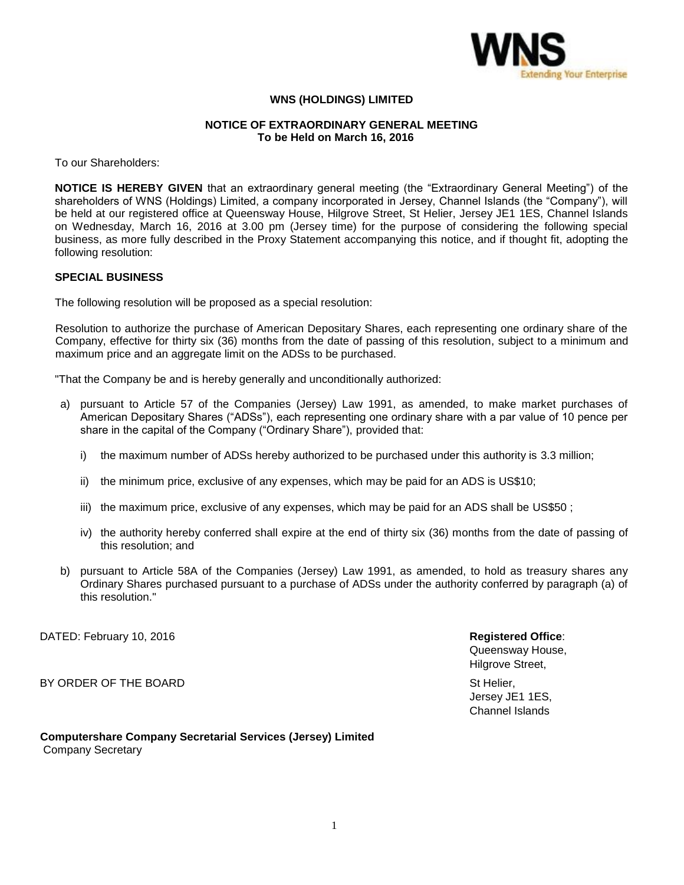# WNS (HOLDINGS) LIMITED

## NOTICE OF EXTRAORDINARY GENERAL MEETING
## To be Held on March 16, 2016

To our Shareholders:

**NOTICE IS HEREBY GIVEN** that an extraordinary general meeting (the "Extraordinary General Meeting") of the shareholders of WNS (Holdings) Limited, a company incorporated in Jersey, Channel Islands (the "Company"), will be held at our registered office at Queensway House, Hilgrove Street, St Helier, Jersey JE1 1ES, Channel Islands on Wednesday, March 16, 2016 at 3.00 pm (Jersey time) for the purpose of considering the following special business, as more fully described in the Proxy Statement accompanying this notice, and if thought fit, adopting the following resolution:

### SPECIAL BUSINESS

The following resolution will be proposed as a special resolution:

Resolution to authorize the purchase of American Depositary Shares, each representing one ordinary share of the Company, effective for thirty six (36) months from the date of passing of this resolution, subject to a minimum and maximum price and an aggregate limit on the ADSs to be purchased.

"That the Company be and is hereby generally and unconditionally authorized:

a) pursuant to Article 57 of the Companies (Jersey) Law 1991, as amended, to make market purchases of American Depositary Shares ("ADSs"), each representing one ordinary share with a par value of 10 pence per share in the capital of the Company ("Ordinary Share"), provided that:

   i) the maximum number of ADSs hereby authorized to be purchased under this authority is 3.3 million;

   ii) the minimum price, exclusive of any expenses, which may be paid for an ADS is US$10;

   iii) the maximum price, exclusive of any expenses, which may be paid for an ADS shall be US$50 ;

   iv) the authority hereby conferred shall expire at the end of thirty six (36) months from the date of passing of this resolution; and

b) pursuant to Article 58A of the Companies (Jersey) Law 1991, as amended, to hold as treasury shares any Ordinary Shares purchased pursuant to a purchase of ADSs under the authority conferred by paragraph (a) of this resolution."

DATED: February 10, 2016

BY ORDER OF THE BOARD

**Computershare Company Secretarial Services (Jersey) Limited**
Company Secretary

**Registered Office**:
Queensway House,
Hilgrove Street,
St Helier,
Jersey JE1 1ES,
Channel Islands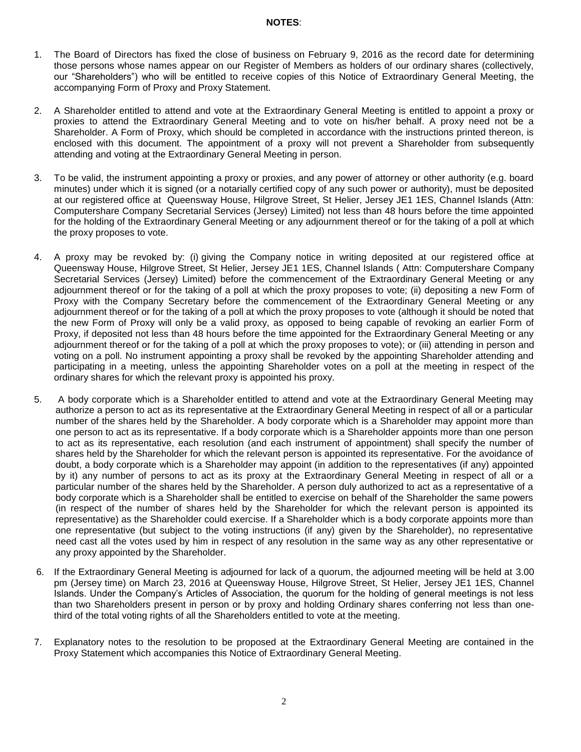**NOTES**:

1. The Board of Directors has fixed the close of business on February 9, 2016 as the record date for determining those persons whose names appear on our Register of Members as holders of our ordinary shares (collectively, our "Shareholders") who will be entitled to receive copies of this Notice of Extraordinary General Meeting, the accompanying Form of Proxy and Proxy Statement.

2. A Shareholder entitled to attend and vote at the Extraordinary General Meeting is entitled to appoint a proxy or proxies to attend the Extraordinary General Meeting and to vote on his/her behalf. A proxy need not be a Shareholder. A Form of Proxy, which should be completed in accordance with the instructions printed thereon, is enclosed with this document. The appointment of a proxy will not prevent a Shareholder from subsequently attending and voting at the Extraordinary General Meeting in person.

3. To be valid, the instrument appointing a proxy or proxies, and any power of attorney or other authority (e.g. board minutes) under which it is signed (or a notarially certified copy of any such power or authority), must be deposited at our registered office at Queensway House, Hilgrove Street, St Helier, Jersey JE1 1ES, Channel Islands (Attn: Computershare Company Secretarial Services (Jersey) Limited) not less than 48 hours before the time appointed for the holding of the Extraordinary General Meeting or any adjournment thereof or for the taking of a poll at which the proxy proposes to vote.

4. A proxy may be revoked by: (i) giving the Company notice in writing deposited at our registered office at Queensway House, Hilgrove Street, St Helier, Jersey JE1 1ES, Channel Islands ( Attn: Computershare Company Secretarial Services (Jersey) Limited) before the commencement of the Extraordinary General Meeting or any adjournment thereof or for the taking of a poll at which the proxy proposes to vote; (ii) depositing a new Form of Proxy with the Company Secretary before the commencement of the Extraordinary General Meeting or any adjournment thereof or for the taking of a poll at which the proxy proposes to vote (although it should be noted that the new Form of Proxy will only be a valid proxy, as opposed to being capable of revoking an earlier Form of Proxy, if deposited not less than 48 hours before the time appointed for the Extraordinary General Meeting or any adjournment thereof or for the taking of a poll at which the proxy proposes to vote); or (iii) attending in person and voting on a poll. No instrument appointing a proxy shall be revoked by the appointing Shareholder attending and participating in a meeting, unless the appointing Shareholder votes on a poll at the meeting in respect of the ordinary shares for which the relevant proxy is appointed his proxy.

5. A body corporate which is a Shareholder entitled to attend and vote at the Extraordinary General Meeting may authorize a person to act as its representative at the Extraordinary General Meeting in respect of all or a particular number of the shares held by the Shareholder. A body corporate which is a Shareholder may appoint more than one person to act as its representative. If a body corporate which is a Shareholder appoints more than one person to act as its representative, each resolution (and each instrument of appointment) shall specify the number of shares held by the Shareholder for which the relevant person is appointed its representative. For the avoidance of doubt, a body corporate which is a Shareholder may appoint (in addition to the representatives (if any) appointed by it) any number of persons to act as its proxy at the Extraordinary General Meeting in respect of all or a particular number of the shares held by the Shareholder. A person duly authorized to act as a representative of a body corporate which is a Shareholder shall be entitled to exercise on behalf of the Shareholder the same powers (in respect of the number of shares held by the Shareholder for which the relevant person is appointed its representative) as the Shareholder could exercise. If a Shareholder which is a body corporate appoints more than one representative (but subject to the voting instructions (if any) given by the Shareholder), no representative need cast all the votes used by him in respect of any resolution in the same way as any other representative or any proxy appointed by the Shareholder.

6. If the Extraordinary General Meeting is adjourned for lack of a quorum, the adjourned meeting will be held at 3.00 pm (Jersey time) on March 23, 2016 at Queensway House, Hilgrove Street, St Helier, Jersey JE1 1ES, Channel Islands. Under the Company's Articles of Association, the quorum for the holding of general meetings is not less than two Shareholders present in person or by proxy and holding Ordinary shares conferring not less than one-third of the total voting rights of all the Shareholders entitled to vote at the meeting.

7. Explanatory notes to the resolution to be proposed at the Extraordinary General Meeting are contained in the Proxy Statement which accompanies this Notice of Extraordinary General Meeting.